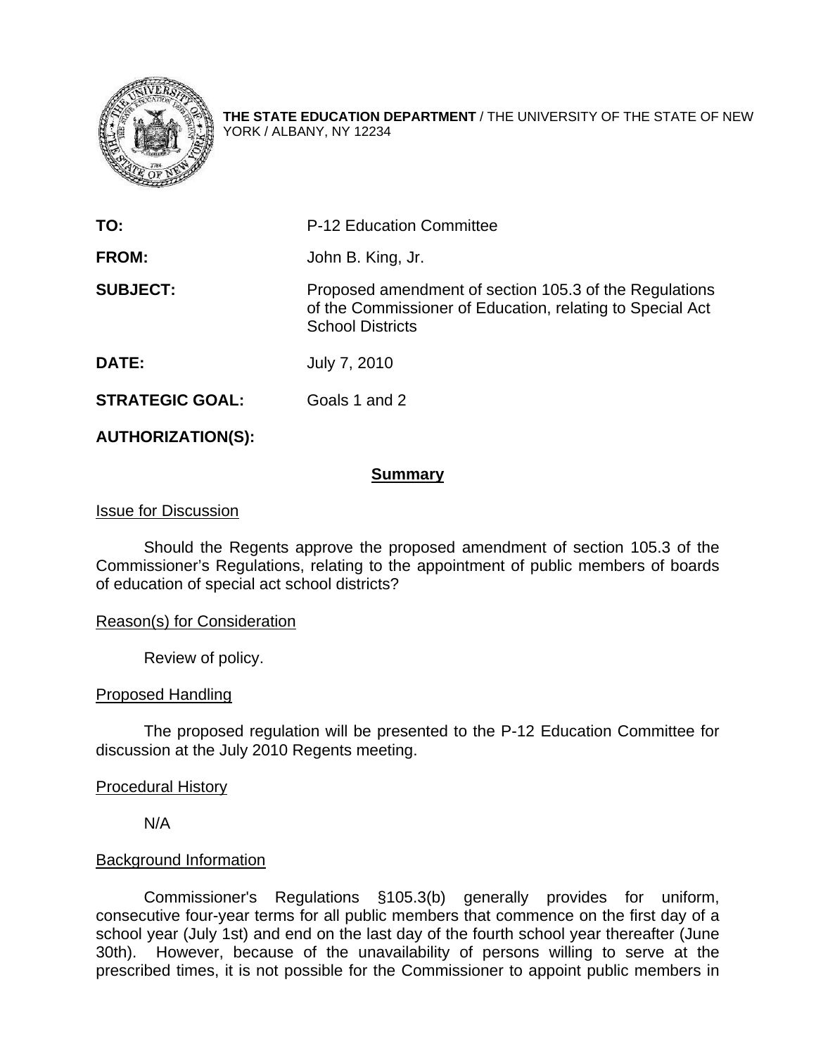**THE STATE EDUCATION DEPARTMENT** / THE UNIVERSITY OF THE STATE OF NEW YORK / ALBANY, NY 12234

**TO:** P-12 Education Committee

**FROM:** John B. King, Jr.

**SUBJECT:** Proposed amendment of section 105.3 of the Regulations of the Commissioner of Education, relating to Special Act School Districts

**DATE:** July 7, 2010

**STRATEGIC GOAL:** Goals 1 and 2

**AUTHORIZATION(S):**

## Summary

Issue for Discussion

Should the Regents approve the proposed amendment of section 105.3 of the Commissioner's Regulations, relating to the appointment of public members of boards of education of special act school districts?

Reason(s) for Consideration

Review of policy.

Proposed Handling

The proposed regulation will be presented to the P-12 Education Committee for discussion at the July 2010 Regents meeting.

Procedural History

N/A

Background Information

Commissioner's Regulations §105.3(b) generally provides for uniform, consecutive four-year terms for all public members that commence on the first day of a school year (July 1st) and end on the last day of the fourth school year thereafter (June 30th). However, because of the unavailability of persons willing to serve at the prescribed times, it is not possible for the Commissioner to appoint public members in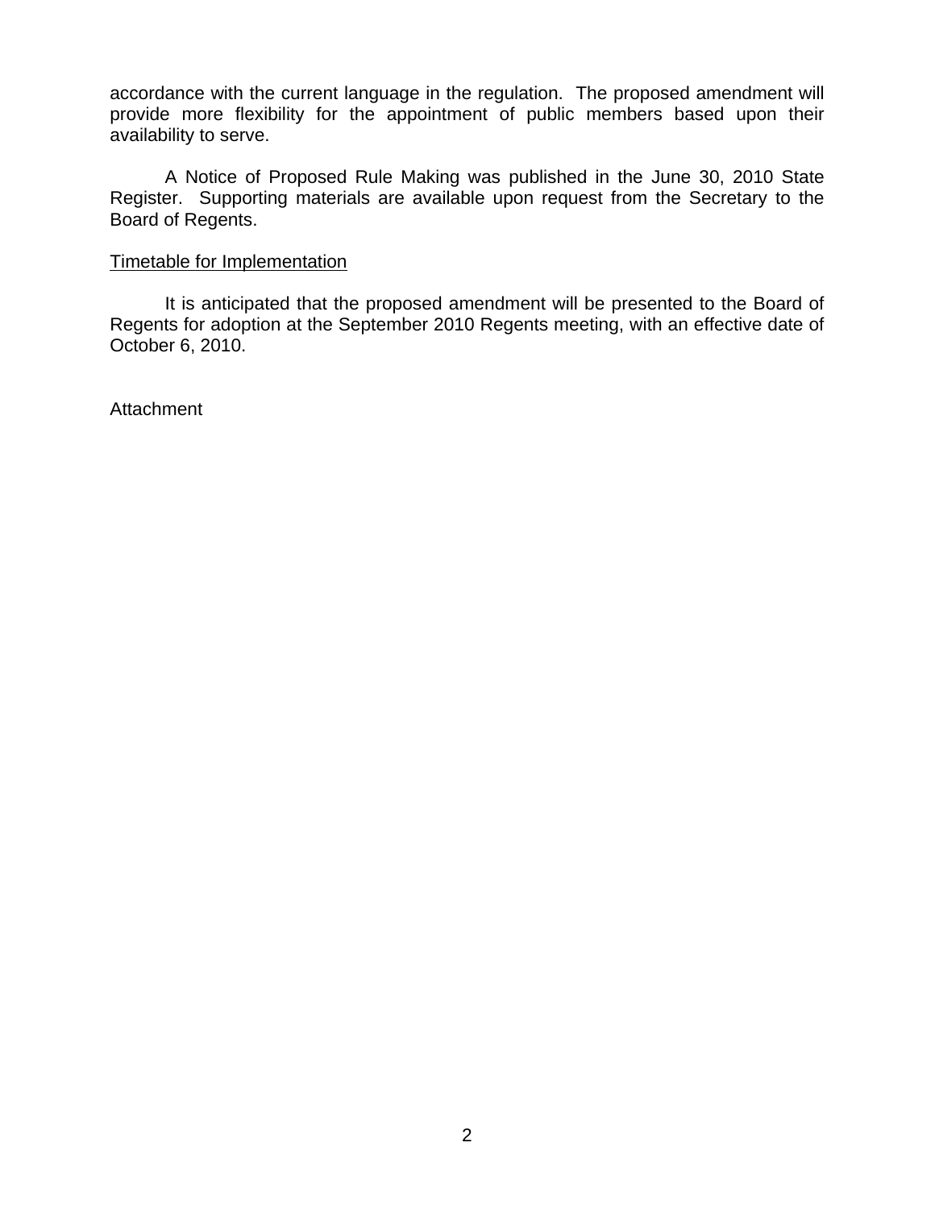accordance with the current language in the regulation. The proposed amendment will provide more flexibility for the appointment of public members based upon their availability to serve.

A Notice of Proposed Rule Making was published in the June 30, 2010 State Register. Supporting materials are available upon request from the Secretary to the Board of Regents.

<u>Timetable for Implementation</u>

It is anticipated that the proposed amendment will be presented to the Board of Regents for adoption at the September 2010 Regents meeting, with an effective date of October 6, 2010.

Attachment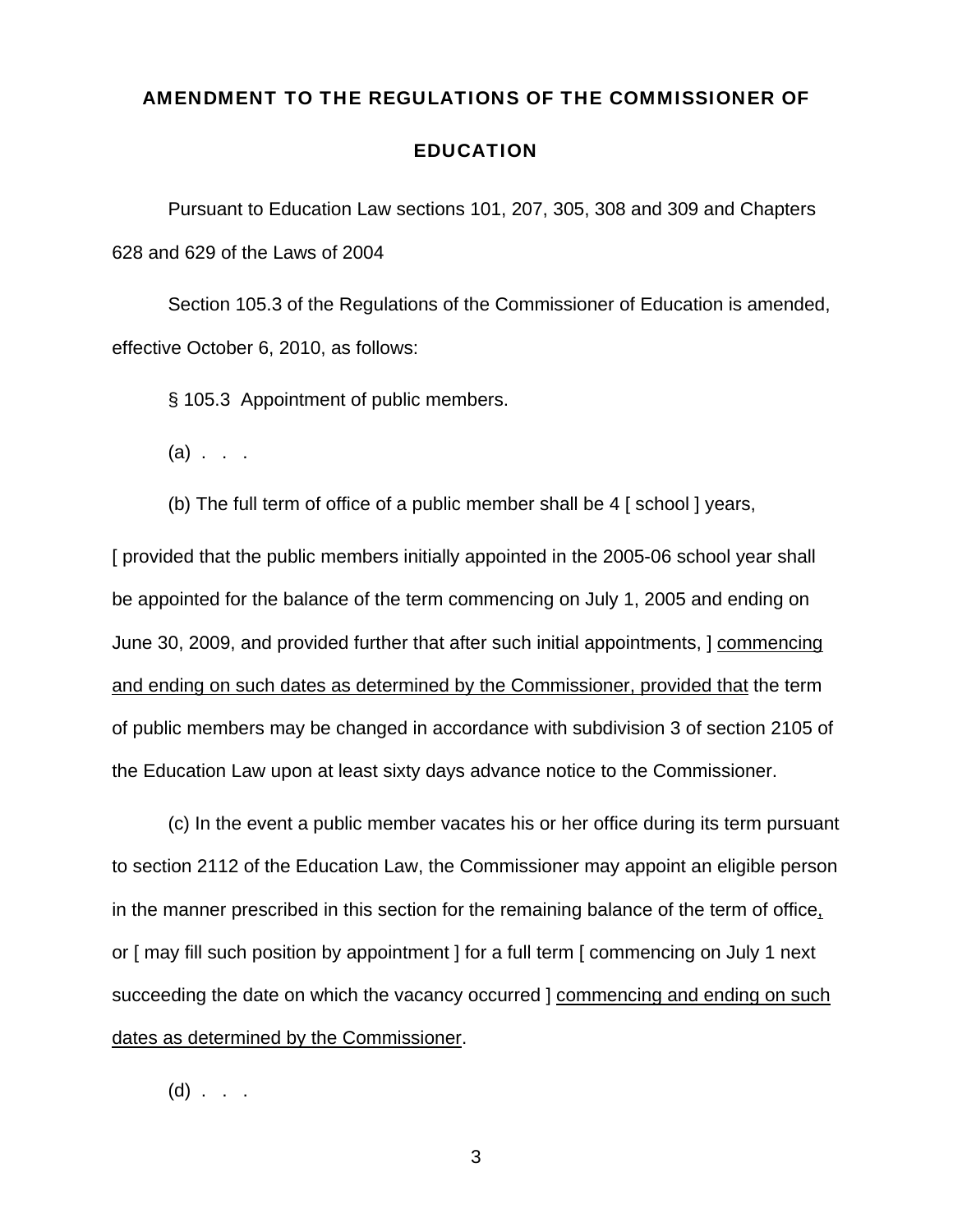## AMENDMENT TO THE REGULATIONS OF THE COMMISSIONER OF EDUCATION

Pursuant to Education Law sections 101, 207, 305, 308 and 309 and Chapters 628 and 629 of the Laws of 2004

Section 105.3 of the Regulations of the Commissioner of Education is amended, effective October 6, 2010, as follows:

§ 105.3 Appointment of public members.

(a) . . .

(b) The full term of office of a public member shall be 4 [ school ] years, [ provided that the public members initially appointed in the 2005-06 school year shall be appointed for the balance of the term commencing on July 1, 2005 and ending on June 30, 2009, and provided further that after such initial appointments, ] <u>commencing and ending on such dates as determined by the Commissioner, provided that</u> the term of public members may be changed in accordance with subdivision 3 of section 2105 of the Education Law upon at least sixty days advance notice to the Commissioner.

(c) In the event a public member vacates his or her office during its term pursuant to section 2112 of the Education Law, the Commissioner may appoint an eligible person in the manner prescribed in this section for the remaining balance of the term of office<u>,</u> or [ may fill such position by appointment ] for a full term [ commencing on July 1 next succeeding the date on which the vacancy occurred ] <u>commencing and ending on such dates as determined by the Commissioner</u>.

(d) . . .